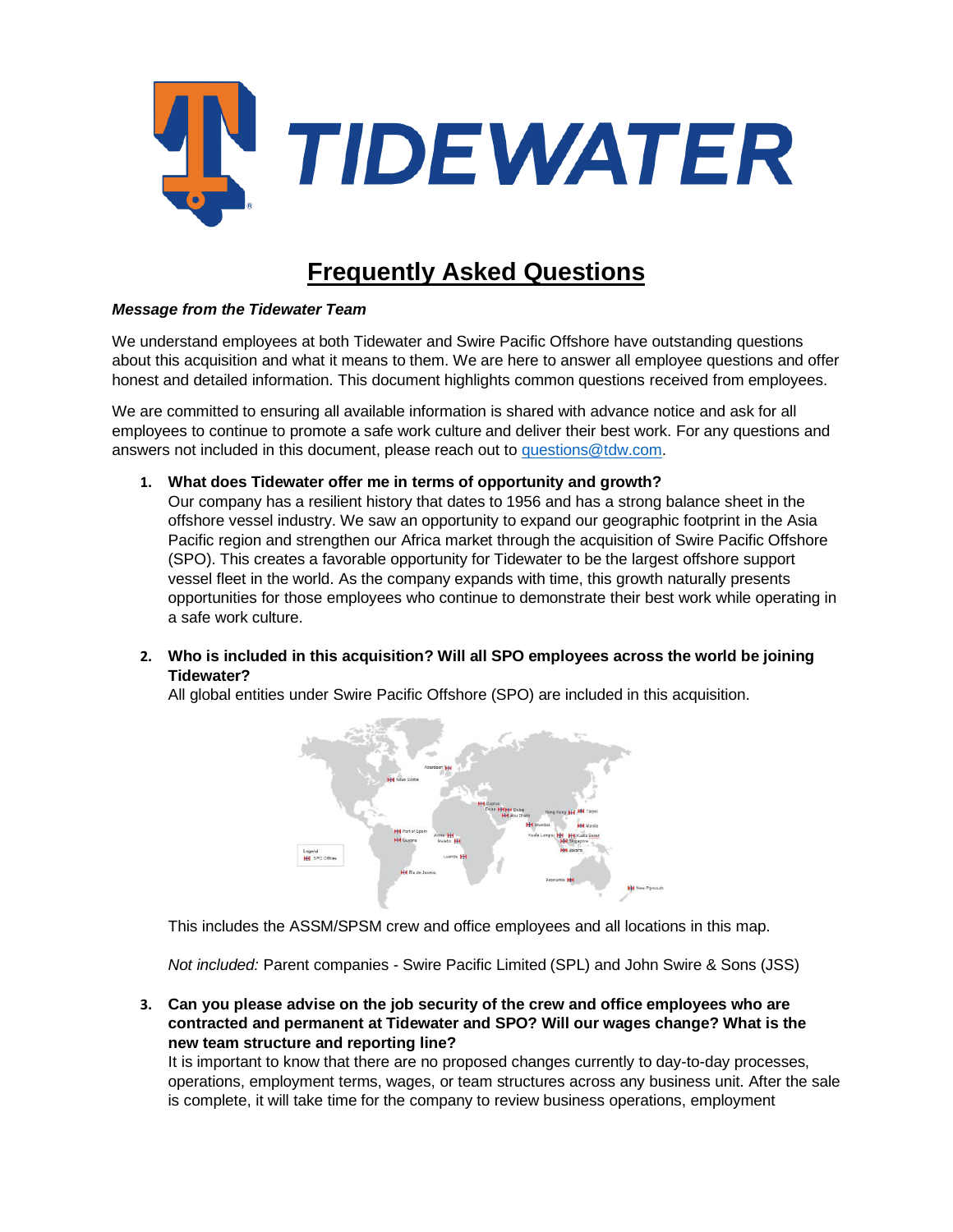# Frequently Asked Questions

***Message from the Tidewater Team***

We understand employees at both Tidewater and Swire Pacific Offshore have outstanding questions about this acquisition and what it means to them. We are here to answer all employee questions and offer honest and detailed information. This document highlights common questions received from employees.

We are committed to ensuring all available information is shared with advance notice and ask for all employees to continue to promote a safe work culture and deliver their best work. For any questions and answers not included in this document, please reach out to [questions@tdw.com](mailto:questions@tdw.com).

1. **What does Tidewater offer me in terms of opportunity and growth?**
   Our company has a resilient history that dates to 1956 and has a strong balance sheet in the offshore vessel industry. We saw an opportunity to expand our geographic footprint in the Asia Pacific region and strengthen our Africa market through the acquisition of Swire Pacific Offshore (SPO). This creates a favorable opportunity for Tidewater to be the largest offshore support vessel fleet in the world. As the company expands with time, this growth naturally presents opportunities for those employees who continue to demonstrate their best work while operating in a safe work culture.

2. **Who is included in this acquisition? Will all SPO employees across the world be joining Tidewater?**
   All global entities under Swire Pacific Offshore (SPO) are included in this acquisition.

   This includes the ASSM/SPSM crew and office employees and all locations in this map.

   *Not included:* Parent companies - Swire Pacific Limited (SPL) and John Swire & Sons (JSS)

3. **Can you please advise on the job security of the crew and office employees who are contracted and permanent at Tidewater and SPO? Will our wages change? What is the new team structure and reporting line?**
   It is important to know that there are no proposed changes currently to day-to-day processes, operations, employment terms, wages, or team structures across any business unit. After the sale is complete, it will take time for the company to review business operations, employment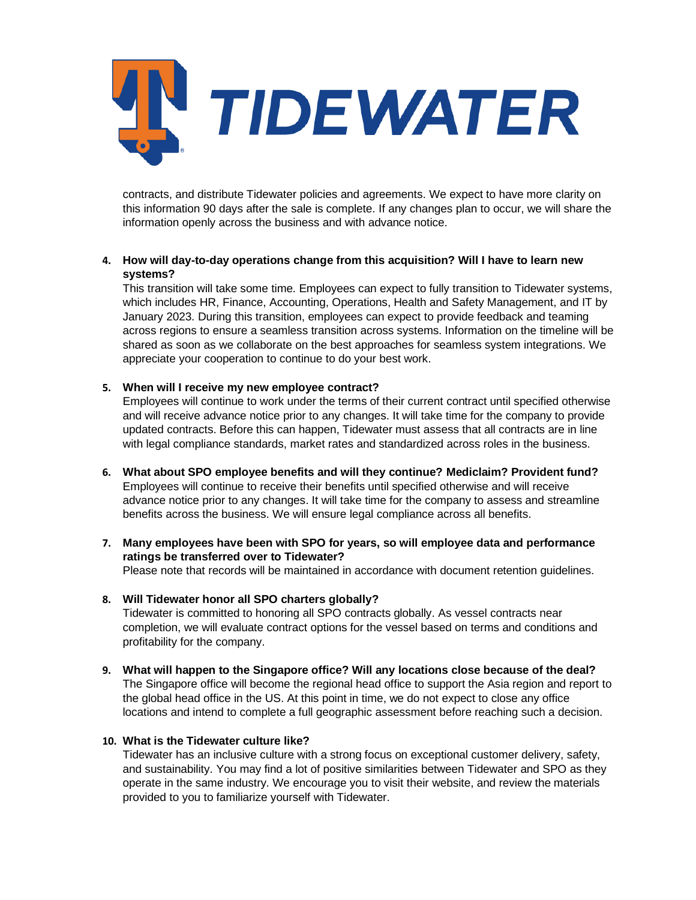contracts, and distribute Tidewater policies and agreements. We expect to have more clarity on this information 90 days after the sale is complete. If any changes plan to occur, we will share the information openly across the business and with advance notice.

4. **How will day-to-day operations change from this acquisition? Will I have to learn new systems?**
   This transition will take some time. Employees can expect to fully transition to Tidewater systems, which includes HR, Finance, Accounting, Operations, Health and Safety Management, and IT by January 2023. During this transition, employees can expect to provide feedback and teaming across regions to ensure a seamless transition across systems. Information on the timeline will be shared as soon as we collaborate on the best approaches for seamless system integrations. We appreciate your cooperation to continue to do your best work.

5. **When will I receive my new employee contract?**
   Employees will continue to work under the terms of their current contract until specified otherwise and will receive advance notice prior to any changes. It will take time for the company to provide updated contracts. Before this can happen, Tidewater must assess that all contracts are in line with legal compliance standards, market rates and standardized across roles in the business.

6. **What about SPO employee benefits and will they continue? Mediclaim? Provident fund?**
   Employees will continue to receive their benefits until specified otherwise and will receive advance notice prior to any changes. It will take time for the company to assess and streamline benefits across the business. We will ensure legal compliance across all benefits.

7. **Many employees have been with SPO for years, so will employee data and performance ratings be transferred over to Tidewater?**
   Please note that records will be maintained in accordance with document retention guidelines.

8. **Will Tidewater honor all SPO charters globally?**
   Tidewater is committed to honoring all SPO contracts globally. As vessel contracts near completion, we will evaluate contract options for the vessel based on terms and conditions and profitability for the company.

9. **What will happen to the Singapore office? Will any locations close because of the deal?**
   The Singapore office will become the regional head office to support the Asia region and report to the global head office in the US. At this point in time, we do not expect to close any office locations and intend to complete a full geographic assessment before reaching such a decision.

10. **What is the Tidewater culture like?**
    Tidewater has an inclusive culture with a strong focus on exceptional customer delivery, safety, and sustainability. You may find a lot of positive similarities between Tidewater and SPO as they operate in the same industry. We encourage you to visit their website, and review the materials provided to you to familiarize yourself with Tidewater.